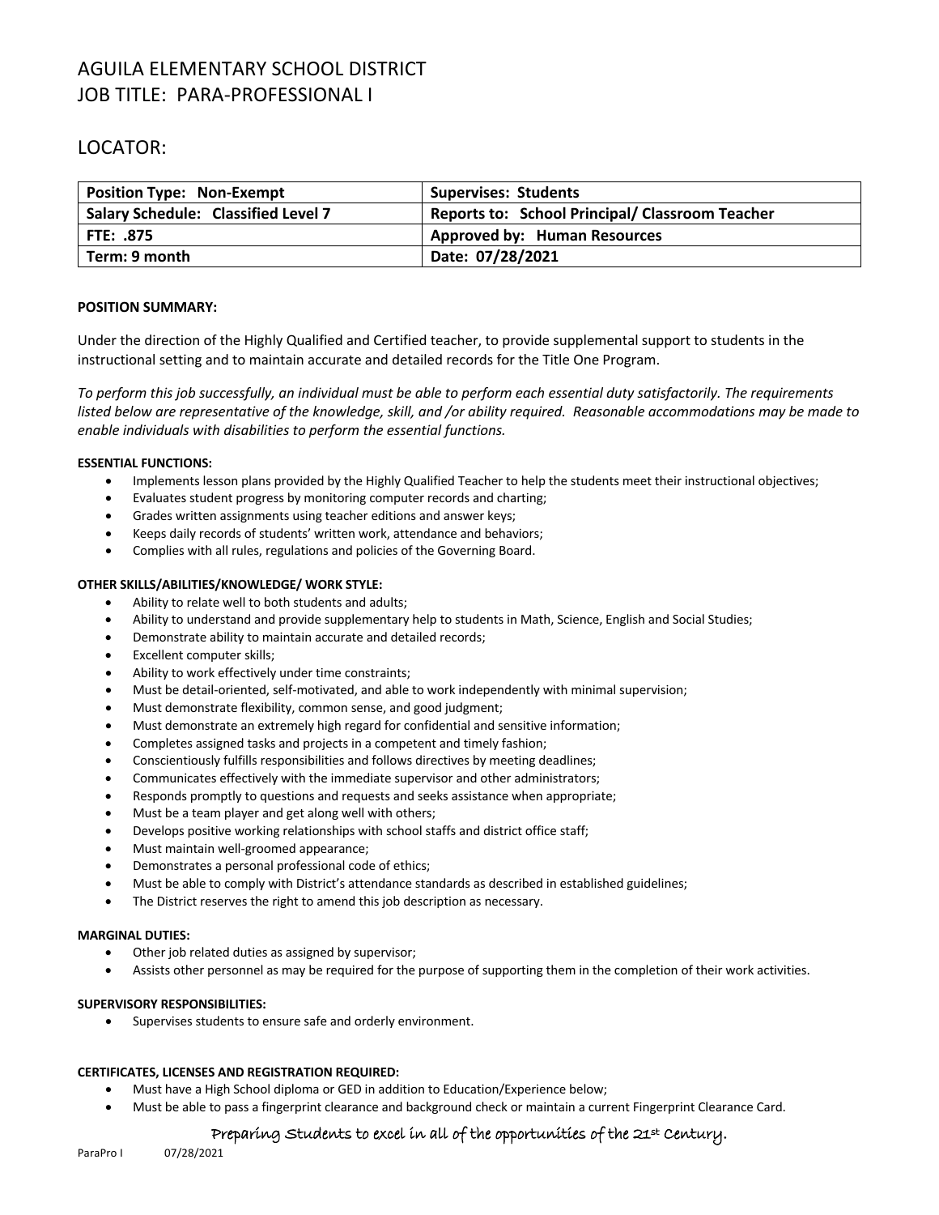# AGUILA ELEMENTARY SCHOOL DISTRICT
# JOB TITLE: PARA-PROFESSIONAL I

## LOCATOR:

| **Position Type: Non-Exempt** | **Supervises: Students** |
|---|---|
| **Salary Schedule: Classified Level 7** | **Reports to: School Principal/ Classroom Teacher** |
| **FTE: .875** | **Approved by: Human Resources** |
| **Term: 9 month** | **Date: 07/28/2021** |

**POSITION SUMMARY:**

Under the direction of the Highly Qualified and Certified teacher, to provide supplemental support to students in the instructional setting and to maintain accurate and detailed records for the Title One Program.

*To perform this job successfully, an individual must be able to perform each essential duty satisfactorily. The requirements listed below are representative of the knowledge, skill, and /or ability required. Reasonable accommodations may be made to enable individuals with disabilities to perform the essential functions.*

**ESSENTIAL FUNCTIONS:**

- Implements lesson plans provided by the Highly Qualified Teacher to help the students meet their instructional objectives;
- Evaluates student progress by monitoring computer records and charting;
- Grades written assignments using teacher editions and answer keys;
- Keeps daily records of students' written work, attendance and behaviors;
- Complies with all rules, regulations and policies of the Governing Board.

**OTHER SKILLS/ABILITIES/KNOWLEDGE/ WORK STYLE:**

- Ability to relate well to both students and adults;
- Ability to understand and provide supplementary help to students in Math, Science, English and Social Studies;
- Demonstrate ability to maintain accurate and detailed records;
- Excellent computer skills;
- Ability to work effectively under time constraints;
- Must be detail-oriented, self-motivated, and able to work independently with minimal supervision;
- Must demonstrate flexibility, common sense, and good judgment;
- Must demonstrate an extremely high regard for confidential and sensitive information;
- Completes assigned tasks and projects in a competent and timely fashion;
- Conscientiously fulfills responsibilities and follows directives by meeting deadlines;
- Communicates effectively with the immediate supervisor and other administrators;
- Responds promptly to questions and requests and seeks assistance when appropriate;
- Must be a team player and get along well with others;
- Develops positive working relationships with school staffs and district office staff;
- Must maintain well-groomed appearance;
- Demonstrates a personal professional code of ethics;
- Must be able to comply with District's attendance standards as described in established guidelines;
- The District reserves the right to amend this job description as necessary.

**MARGINAL DUTIES:**

- Other job related duties as assigned by supervisor;
- Assists other personnel as may be required for the purpose of supporting them in the completion of their work activities.

**SUPERVISORY RESPONSIBILITIES:**

- Supervises students to ensure safe and orderly environment.

**CERTIFICATES, LICENSES AND REGISTRATION REQUIRED:**

- Must have a High School diploma or GED in addition to Education/Experience below;
- Must be able to pass a fingerprint clearance and background check or maintain a current Fingerprint Clearance Card.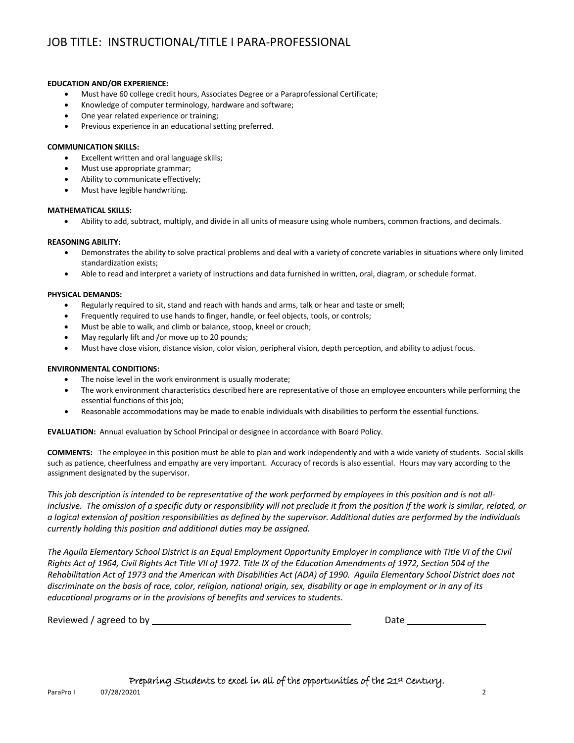# JOB TITLE: INSTRUCTIONAL/TITLE I PARA-PROFESSIONAL

**EDUCATION AND/OR EXPERIENCE:**

- Must have 60 college credit hours, Associates Degree or a Paraprofessional Certificate;
- Knowledge of computer terminology, hardware and software;
- One year related experience or training;
- Previous experience in an educational setting preferred.

**COMMUNICATION SKILLS:**

- Excellent written and oral language skills;
- Must use appropriate grammar;
- Ability to communicate effectively;
- Must have legible handwriting.

**MATHEMATICAL SKILLS:**

- Ability to add, subtract, multiply, and divide in all units of measure using whole numbers, common fractions, and decimals.

**REASONING ABILITY:**

- Demonstrates the ability to solve practical problems and deal with a variety of concrete variables in situations where only limited standardization exists;
- Able to read and interpret a variety of instructions and data furnished in written, oral, diagram, or schedule format.

**PHYSICAL DEMANDS:**

- Regularly required to sit, stand and reach with hands and arms, talk or hear and taste or smell;
- Frequently required to use hands to finger, handle, or feel objects, tools, or controls;
- Must be able to walk, and climb or balance, stoop, kneel or crouch;
- May regularly lift and /or move up to 20 pounds;
- Must have close vision, distance vision, color vision, peripheral vision, depth perception, and ability to adjust focus.

**ENVIRONMENTAL CONDITIONS:**

- The noise level in the work environment is usually moderate;
- The work environment characteristics described here are representative of those an employee encounters while performing the essential functions of this job;
- Reasonable accommodations may be made to enable individuals with disabilities to perform the essential functions.

**EVALUATION:** Annual evaluation by School Principal or designee in accordance with Board Policy.

**COMMENTS:** The employee in this position must be able to plan and work independently and with a wide variety of students. Social skills such as patience, cheerfulness and empathy are very important. Accuracy of records is also essential. Hours may vary according to the assignment designated by the supervisor.

*This job description is intended to be representative of the work performed by employees in this position and is not all-inclusive. The omission of a specific duty or responsibility will not preclude it from the position if the work is similar, related, or a logical extension of position responsibilities as defined by the supervisor. Additional duties are performed by the individuals currently holding this position and additional duties may be assigned.*

*The Aguila Elementary School District is an Equal Employment Opportunity Employer in compliance with Title VI of the Civil Rights Act of 1964, Civil Rights Act Title VII of 1972. Title IX of the Education Amendments of 1972, Section 504 of the Rehabilitation Act of 1973 and the American with Disabilities Act (ADA) of 1990. Aguila Elementary School District does not discriminate on the basis of race, color, religion, national origin, sex, disability or age in employment or in any of its educational programs or in the provisions of benefits and services to students.*

Reviewed / agreed to by ______________________________ Date ______________

Preparing Students to excel in all of the opportunities of the 21st Century.

ParaPro I 07/28/20201